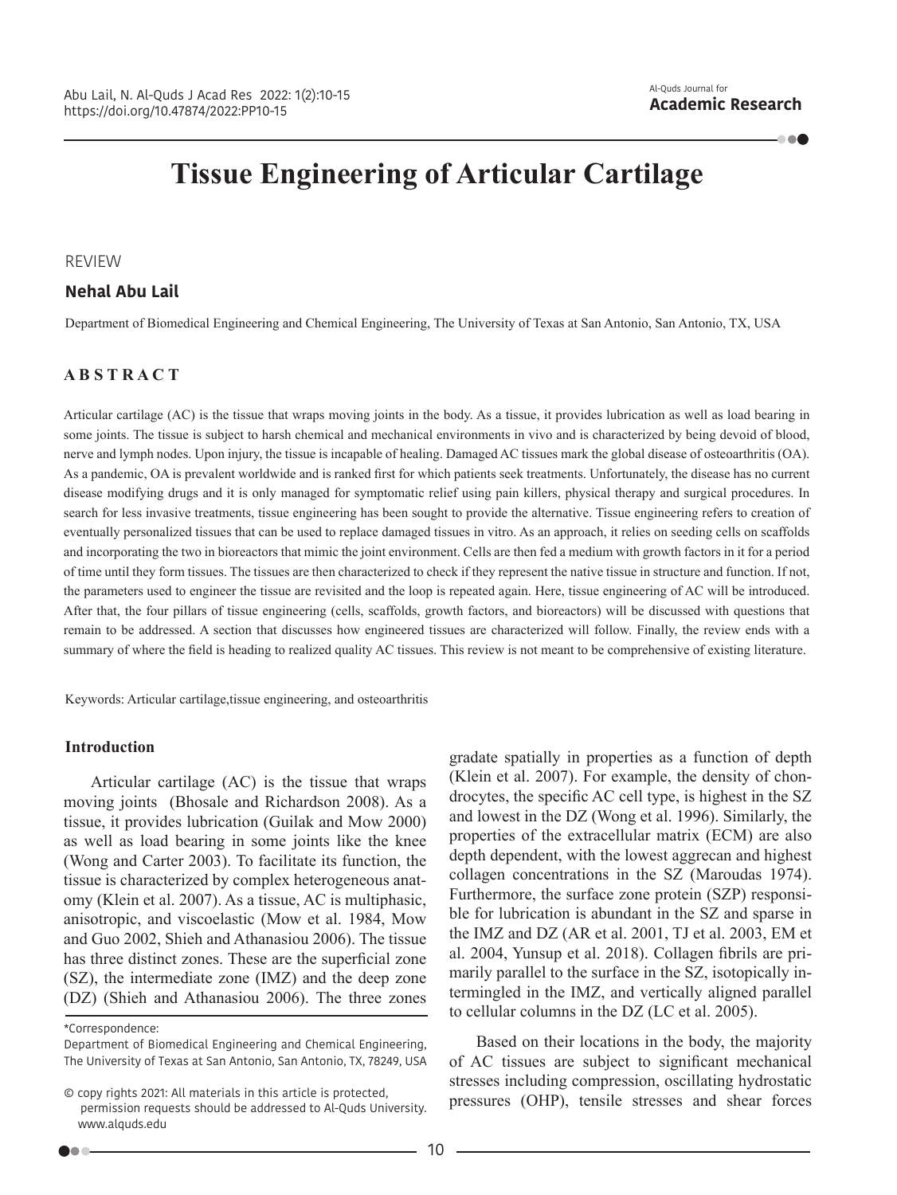# Tissue Engineering of Articular Cartilage

REVIEW

**Nehal Abu Lail**

Department of Biomedical Engineering and Chemical Engineering, The University of Texas at San Antonio, San Antonio, TX, USA

## ABSTRACT

Articular cartilage (AC) is the tissue that wraps moving joints in the body. As a tissue, it provides lubrication as well as load bearing in some joints. The tissue is subject to harsh chemical and mechanical environments in vivo and is characterized by being devoid of blood, nerve and lymph nodes. Upon injury, the tissue is incapable of healing. Damaged AC tissues mark the global disease of osteoarthritis (OA). As a pandemic, OA is prevalent worldwide and is ranked first for which patients seek treatments. Unfortunately, the disease has no current disease modifying drugs and it is only managed for symptomatic relief using pain killers, physical therapy and surgical procedures. In search for less invasive treatments, tissue engineering has been sought to provide the alternative. Tissue engineering refers to creation of eventually personalized tissues that can be used to replace damaged tissues in vitro. As an approach, it relies on seeding cells on scaffolds and incorporating the two in bioreactors that mimic the joint environment. Cells are then fed a medium with growth factors in it for a period of time until they form tissues. The tissues are then characterized to check if they represent the native tissue in structure and function. If not, the parameters used to engineer the tissue are revisited and the loop is repeated again. Here, tissue engineering of AC will be introduced. After that, the four pillars of tissue engineering (cells, scaffolds, growth factors, and bioreactors) will be discussed with questions that remain to be addressed. A section that discusses how engineered tissues are characterized will follow. Finally, the review ends with a summary of where the field is heading to realized quality AC tissues. This review is not meant to be comprehensive of existing literature.

Keywords: Articular cartilage,tissue engineering, and osteoarthritis

## Introduction

Articular cartilage (AC) is the tissue that wraps moving joints (Bhosale and Richardson 2008). As a tissue, it provides lubrication (Guilak and Mow 2000) as well as load bearing in some joints like the knee (Wong and Carter 2003). To facilitate its function, the tissue is characterized by complex heterogeneous anatomy (Klein et al. 2007). As a tissue, AC is multiphasic, anisotropic, and viscoelastic (Mow et al. 1984, Mow and Guo 2002, Shieh and Athanasiou 2006). The tissue has three distinct zones. These are the superficial zone (SZ), the intermediate zone (IMZ) and the deep zone (DZ) (Shieh and Athanasiou 2006). The three zones gradate spatially in properties as a function of depth (Klein et al. 2007). For example, the density of chondrocytes, the specific AC cell type, is highest in the SZ and lowest in the DZ (Wong et al. 1996). Similarly, the properties of the extracellular matrix (ECM) are also depth dependent, with the lowest aggrecan and highest collagen concentrations in the SZ (Maroudas 1974). Furthermore, the surface zone protein (SZP) responsible for lubrication is abundant in the SZ and sparse in the IMZ and DZ (AR et al. 2001, TJ et al. 2003, EM et al. 2004, Yunsup et al. 2018). Collagen fibrils are primarily parallel to the surface in the SZ, isotopically intermingled in the IMZ, and vertically aligned parallel to cellular columns in the DZ (LC et al. 2005).

Based on their locations in the body, the majority of AC tissues are subject to significant mechanical stresses including compression, oscillating hydrostatic pressures (OHP), tensile stresses and shear forces

*Correspondence:
Department of Biomedical Engineering and Chemical Engineering, The University of Texas at San Antonio, San Antonio, TX, 78249, USA

© copy rights 2021: All materials in this article is protected, permission requests should be addressed to Al-Quds University. www.alquds.edu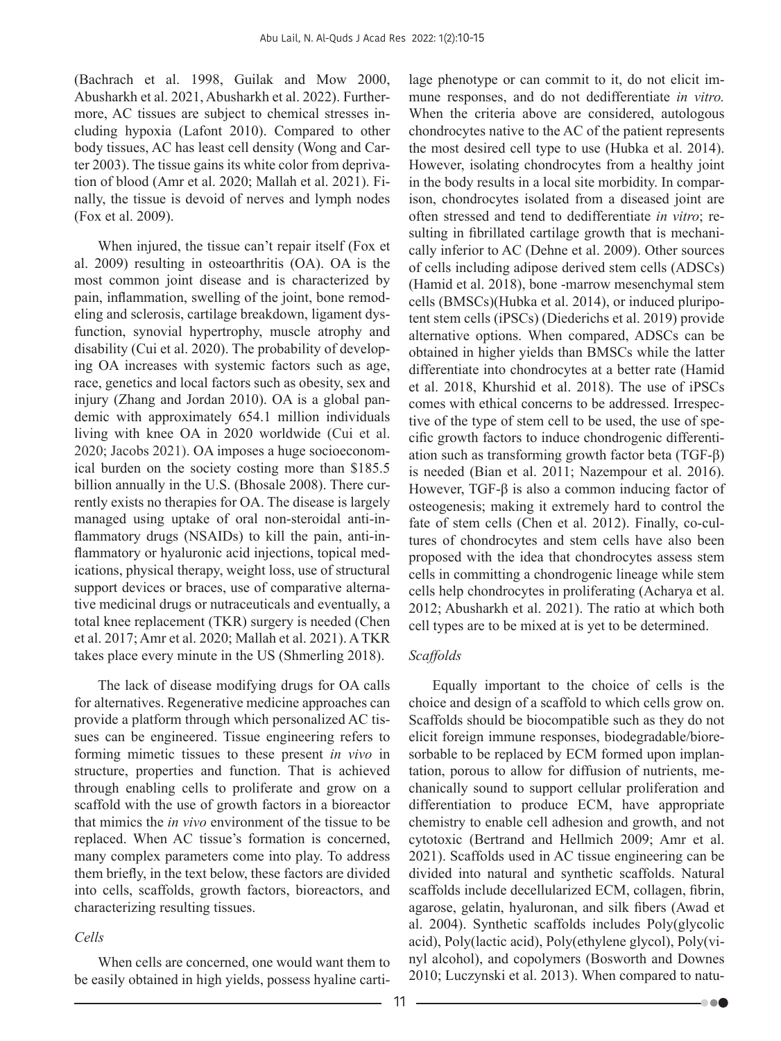(Bachrach et al. 1998, Guilak and Mow 2000, Abusharkh et al. 2021, Abusharkh et al. 2022). Furthermore, AC tissues are subject to chemical stresses including hypoxia (Lafont 2010). Compared to other body tissues, AC has least cell density (Wong and Carter 2003). The tissue gains its white color from deprivation of blood (Amr et al. 2020; Mallah et al. 2021). Finally, the tissue is devoid of nerves and lymph nodes (Fox et al. 2009).

When injured, the tissue can't repair itself (Fox et al. 2009) resulting in osteoarthritis (OA). OA is the most common joint disease and is characterized by pain, inflammation, swelling of the joint, bone remodeling and sclerosis, cartilage breakdown, ligament dysfunction, synovial hypertrophy, muscle atrophy and disability (Cui et al. 2020). The probability of developing OA increases with systemic factors such as age, race, genetics and local factors such as obesity, sex and injury (Zhang and Jordan 2010). OA is a global pandemic with approximately 654.1 million individuals living with knee OA in 2020 worldwide (Cui et al. 2020; Jacobs 2021). OA imposes a huge socioeconomical burden on the society costing more than $185.5 billion annually in the U.S. (Bhosale 2008). There currently exists no therapies for OA. The disease is largely managed using uptake of oral non-steroidal anti-inflammatory drugs (NSAIDs) to kill the pain, anti-inflammatory or hyaluronic acid injections, topical medications, physical therapy, weight loss, use of structural support devices or braces, use of comparative alternative medicinal drugs or nutraceuticals and eventually, a total knee replacement (TKR) surgery is needed (Chen et al. 2017; Amr et al. 2020; Mallah et al. 2021). A TKR takes place every minute in the US (Shmerling 2018).

The lack of disease modifying drugs for OA calls for alternatives. Regenerative medicine approaches can provide a platform through which personalized AC tissues can be engineered. Tissue engineering refers to forming mimetic tissues to these present *in vivo* in structure, properties and function. That is achieved through enabling cells to proliferate and grow on a scaffold with the use of growth factors in a bioreactor that mimics the *in vivo* environment of the tissue to be replaced. When AC tissue's formation is concerned, many complex parameters come into play. To address them briefly, in the text below, these factors are divided into cells, scaffolds, growth factors, bioreactors, and characterizing resulting tissues.

### *Cells*

When cells are concerned, one would want them to be easily obtained in high yields, possess hyaline cartilage phenotype or can commit to it, do not elicit immune responses, and do not dedifferentiate *in vitro.* When the criteria above are considered, autologous chondrocytes native to the AC of the patient represents the most desired cell type to use (Hubka et al. 2014). However, isolating chondrocytes from a healthy joint in the body results in a local site morbidity. In comparison, chondrocytes isolated from a diseased joint are often stressed and tend to dedifferentiate *in vitro*; resulting in fibrillated cartilage growth that is mechanically inferior to AC (Dehne et al. 2009). Other sources of cells including adipose derived stem cells (ADSCs) (Hamid et al. 2018), bone -marrow mesenchymal stem cells (BMSCs)(Hubka et al. 2014), or induced pluripotent stem cells (iPSCs) (Diederichs et al. 2019) provide alternative options. When compared, ADSCs can be obtained in higher yields than BMSCs while the latter differentiate into chondrocytes at a better rate (Hamid et al. 2018, Khurshid et al. 2018). The use of iPSCs comes with ethical concerns to be addressed. Irrespective of the type of stem cell to be used, the use of specific growth factors to induce chondrogenic differentiation such as transforming growth factor beta (TGF-β) is needed (Bian et al. 2011; Nazempour et al. 2016). However, TGF-β is also a common inducing factor of osteogenesis; making it extremely hard to control the fate of stem cells (Chen et al. 2012). Finally, co-cultures of chondrocytes and stem cells have also been proposed with the idea that chondrocytes assess stem cells in committing a chondrogenic lineage while stem cells help chondrocytes in proliferating (Acharya et al. 2012; Abusharkh et al. 2021). The ratio at which both cell types are to be mixed at is yet to be determined.

### *Scaffolds*

Equally important to the choice of cells is the choice and design of a scaffold to which cells grow on. Scaffolds should be biocompatible such as they do not elicit foreign immune responses, biodegradable/bioresorbable to be replaced by ECM formed upon implantation, porous to allow for diffusion of nutrients, mechanically sound to support cellular proliferation and differentiation to produce ECM, have appropriate chemistry to enable cell adhesion and growth, and not cytotoxic (Bertrand and Hellmich 2009; Amr et al. 2021). Scaffolds used in AC tissue engineering can be divided into natural and synthetic scaffolds. Natural scaffolds include decellularized ECM, collagen, fibrin, agarose, gelatin, hyaluronan, and silk fibers (Awad et al. 2004). Synthetic scaffolds includes Poly(glycolic acid), Poly(lactic acid), Poly(ethylene glycol), Poly(vinyl alcohol), and copolymers (Bosworth and Downes 2010; Luczynski et al. 2013). When compared to natu-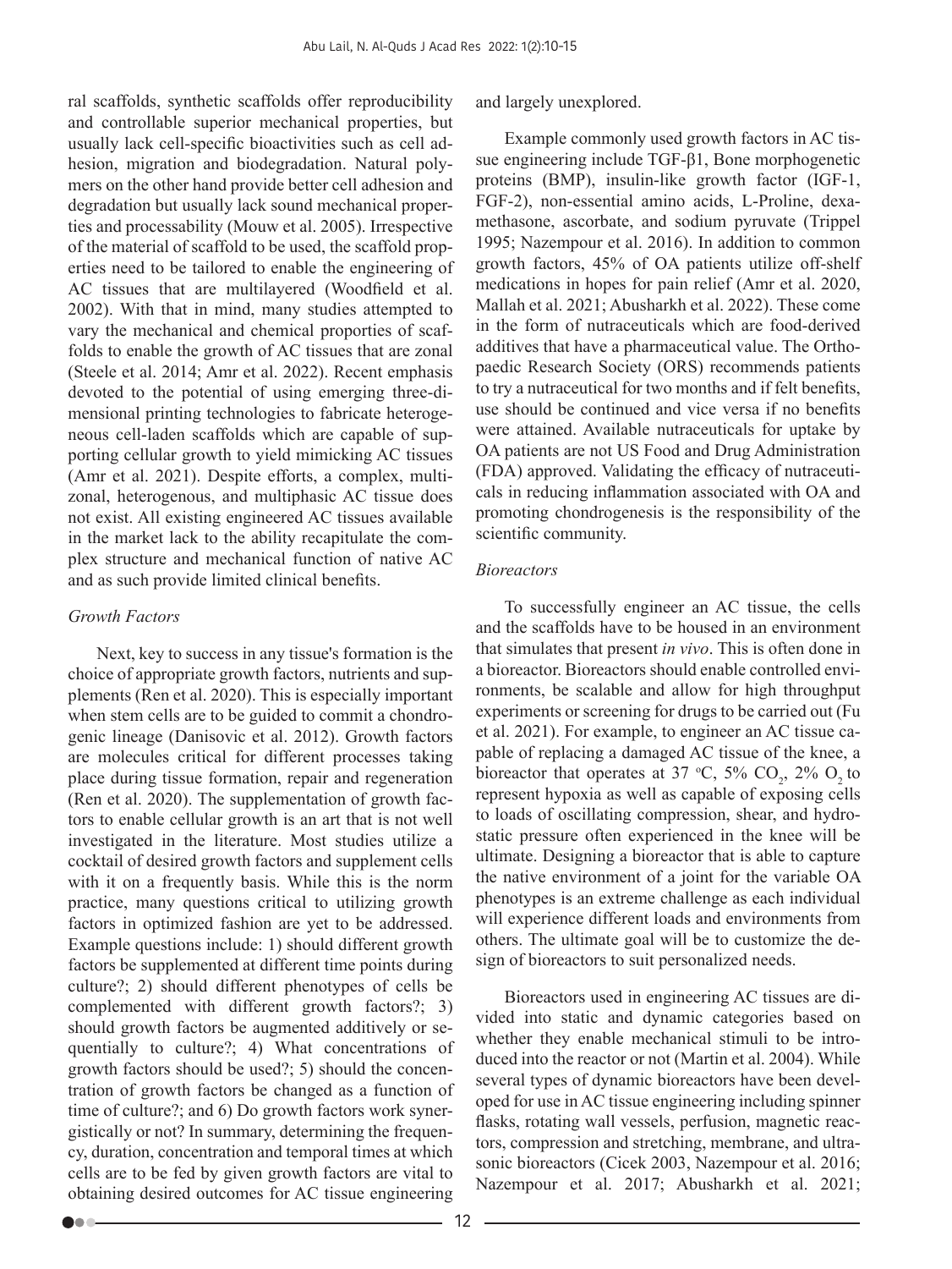ral scaffolds, synthetic scaffolds offer reproducibility and controllable superior mechanical properties, but usually lack cell-specific bioactivities such as cell adhesion, migration and biodegradation. Natural polymers on the other hand provide better cell adhesion and degradation but usually lack sound mechanical properties and processability (Mouw et al. 2005). Irrespective of the material of scaffold to be used, the scaffold properties need to be tailored to enable the engineering of AC tissues that are multilayered (Woodfield et al. 2002). With that in mind, many studies attempted to vary the mechanical and chemical proporties of scaffolds to enable the growth of AC tissues that are zonal (Steele et al. 2014; Amr et al. 2022). Recent emphasis devoted to the potential of using emerging three-dimensional printing technologies to fabricate heterogeneous cell-laden scaffolds which are capable of supporting cellular growth to yield mimicking AC tissues (Amr et al. 2021). Despite efforts, a complex, multizonal, heterogenous, and multiphasic AC tissue does not exist. All existing engineered AC tissues available in the market lack to the ability recapitulate the complex structure and mechanical function of native AC and as such provide limited clinical benefits.

### *Growth Factors*

Next, key to success in any tissue's formation is the choice of appropriate growth factors, nutrients and supplements (Ren et al. 2020). This is especially important when stem cells are to be guided to commit a chondrogenic lineage (Danisovic et al. 2012). Growth factors are molecules critical for different processes taking place during tissue formation, repair and regeneration (Ren et al. 2020). The supplementation of growth factors to enable cellular growth is an art that is not well investigated in the literature. Most studies utilize a cocktail of desired growth factors and supplement cells with it on a frequently basis. While this is the norm practice, many questions critical to utilizing growth factors in optimized fashion are yet to be addressed. Example questions include: 1) should different growth factors be supplemented at different time points during culture?; 2) should different phenotypes of cells be complemented with different growth factors?; 3) should growth factors be augmented additively or sequentially to culture?; 4) What concentrations of growth factors should be used?; 5) should the concentration of growth factors be changed as a function of time of culture?; and 6) Do growth factors work synergistically or not? In summary, determining the frequency, duration, concentration and temporal times at which cells are to be fed by given growth factors are vital to obtaining desired outcomes for AC tissue engineering and largely unexplored.

Example commonly used growth factors in AC tissue engineering include TGF-β1, Bone morphogenetic proteins (BMP), insulin-like growth factor (IGF-1, FGF-2), non-essential amino acids, L-Proline, dexamethasone, ascorbate, and sodium pyruvate (Trippel 1995; Nazempour et al. 2016). In addition to common growth factors, 45% of OA patients utilize off-shelf medications in hopes for pain relief (Amr et al. 2020, Mallah et al. 2021; Abusharkh et al. 2022). These come in the form of nutraceuticals which are food-derived additives that have a pharmaceutical value. The Orthopaedic Research Society (ORS) recommends patients to try a nutraceutical for two months and if felt benefits, use should be continued and vice versa if no benefits were attained. Available nutraceuticals for uptake by OA patients are not US Food and Drug Administration (FDA) approved. Validating the efficacy of nutraceuticals in reducing inflammation associated with OA and promoting chondrogenesis is the responsibility of the scientific community.

### *Bioreactors*

To successfully engineer an AC tissue, the cells and the scaffolds have to be housed in an environment that simulates that present *in vivo*. This is often done in a bioreactor. Bioreactors should enable controlled environments, be scalable and allow for high throughput experiments or screening for drugs to be carried out (Fu et al. 2021). For example, to engineer an AC tissue capable of replacing a damaged AC tissue of the knee, a bioreactor that operates at 37 °C, 5% $CO_2$, 2% $O_2$ to represent hypoxia as well as capable of exposing cells to loads of oscillating compression, shear, and hydrostatic pressure often experienced in the knee will be ultimate. Designing a bioreactor that is able to capture the native environment of a joint for the variable OA phenotypes is an extreme challenge as each individual will experience different loads and environments from others. The ultimate goal will be to customize the design of bioreactors to suit personalized needs.

Bioreactors used in engineering AC tissues are divided into static and dynamic categories based on whether they enable mechanical stimuli to be introduced into the reactor or not (Martin et al. 2004). While several types of dynamic bioreactors have been developed for use in AC tissue engineering including spinner flasks, rotating wall vessels, perfusion, magnetic reactors, compression and stretching, membrane, and ultrasonic bioreactors (Cicek 2003, Nazempour et al. 2016; Nazempour et al. 2017; Abusharkh et al. 2021;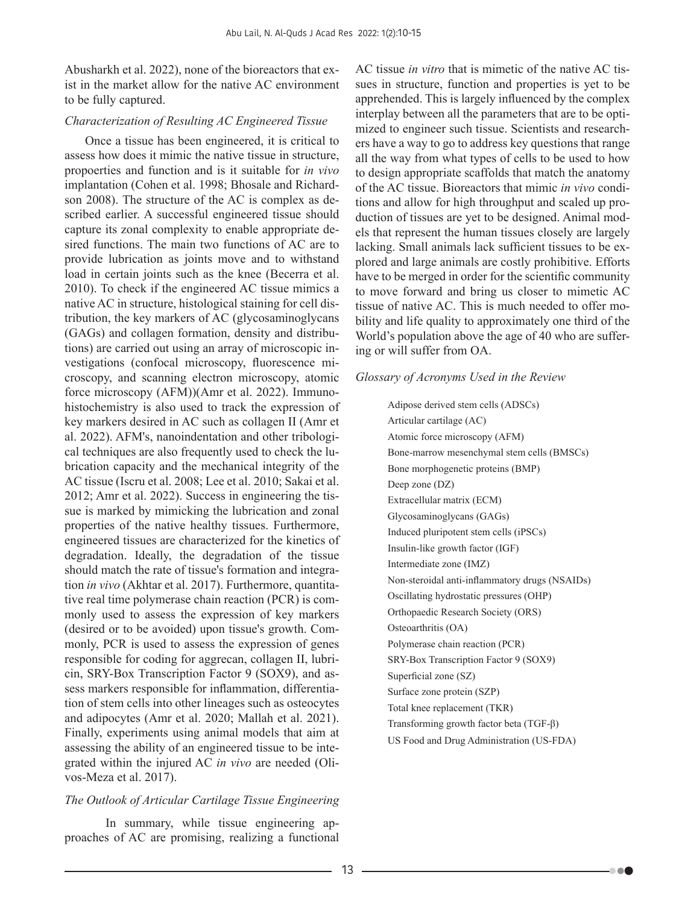Abusharkh et al. 2022), none of the bioreactors that exist in the market allow for the native AC environment to be fully captured.

### *Characterization of Resulting AC Engineered Tissue*

Once a tissue has been engineered, it is critical to assess how does it mimic the native tissue in structure, propoerties and function and is it suitable for *in vivo* implantation (Cohen et al. 1998; Bhosale and Richardson 2008). The structure of the AC is complex as described earlier. A successful engineered tissue should capture its zonal complexity to enable appropriate desired functions. The main two functions of AC are to provide lubrication as joints move and to withstand load in certain joints such as the knee (Becerra et al. 2010). To check if the engineered AC tissue mimics a native AC in structure, histological staining for cell distribution, the key markers of AC (glycosaminoglycans (GAGs) and collagen formation, density and distributions) are carried out using an array of microscopic investigations (confocal microscopy, fluorescence microscopy, and scanning electron microscopy, atomic force microscopy (AFM))(Amr et al. 2022). Immunohistochemistry is also used to track the expression of key markers desired in AC such as collagen II (Amr et al. 2022). AFM's, nanoindentation and other tribological techniques are also frequently used to check the lubrication capacity and the mechanical integrity of the AC tissue (Iscru et al. 2008; Lee et al. 2010; Sakai et al. 2012; Amr et al. 2022). Success in engineering the tissue is marked by mimicking the lubrication and zonal properties of the native healthy tissues. Furthermore, engineered tissues are characterized for the kinetics of degradation. Ideally, the degradation of the tissue should match the rate of tissue's formation and integration *in vivo* (Akhtar et al. 2017). Furthermore, quantitative real time polymerase chain reaction (PCR) is commonly used to assess the expression of key markers (desired or to be avoided) upon tissue's growth. Commonly, PCR is used to assess the expression of genes responsible for coding for aggrecan, collagen II, lubricin, SRY-Box Transcription Factor 9 (SOX9), and assess markers responsible for inflammation, differentiation of stem cells into other lineages such as osteocytes and adipocytes (Amr et al. 2020; Mallah et al. 2021). Finally, experiments using animal models that aim at assessing the ability of an engineered tissue to be integrated within the injured AC *in vivo* are needed (Olivos-Meza et al. 2017).

### *The Outlook of Articular Cartilage Tissue Engineering*

In summary, while tissue engineering approaches of AC are promising, realizing a functional AC tissue *in vitro* that is mimetic of the native AC tissues in structure, function and properties is yet to be apprehended. This is largely influenced by the complex interplay between all the parameters that are to be optimized to engineer such tissue. Scientists and researchers have a way to go to address key questions that range all the way from what types of cells to be used to how to design appropriate scaffolds that match the anatomy of the AC tissue. Bioreactors that mimic *in vivo* conditions and allow for high throughput and scaled up production of tissues are yet to be designed. Animal models that represent the human tissues closely are largely lacking. Small animals lack sufficient tissues to be explored and large animals are costly prohibitive. Efforts have to be merged in order for the scientific community to move forward and bring us closer to mimetic AC tissue of native AC. This is much needed to offer mobility and life quality to approximately one third of the World's population above the age of 40 who are suffering or will suffer from OA.

### *Glossary of Acronyms Used in the Review*

Adipose derived stem cells (ADSCs)
Articular cartilage (AC)
Atomic force microscopy (AFM)
Bone-marrow mesenchymal stem cells (BMSCs)
Bone morphogenetic proteins (BMP)
Deep zone (DZ)
Extracellular matrix (ECM)
Glycosaminoglycans (GAGs)
Induced pluripotent stem cells (iPSCs)
Insulin-like growth factor (IGF)
Intermediate zone (IMZ)
Non-steroidal anti-inflammatory drugs (NSAIDs)
Oscillating hydrostatic pressures (OHP)
Orthopaedic Research Society (ORS)
Osteoarthritis (OA)
Polymerase chain reaction (PCR)
SRY-Box Transcription Factor 9 (SOX9)
Superficial zone (SZ)
Surface zone protein (SZP)
Total knee replacement (TKR)
Transforming growth factor beta (TGF-β)
US Food and Drug Administration (US-FDA)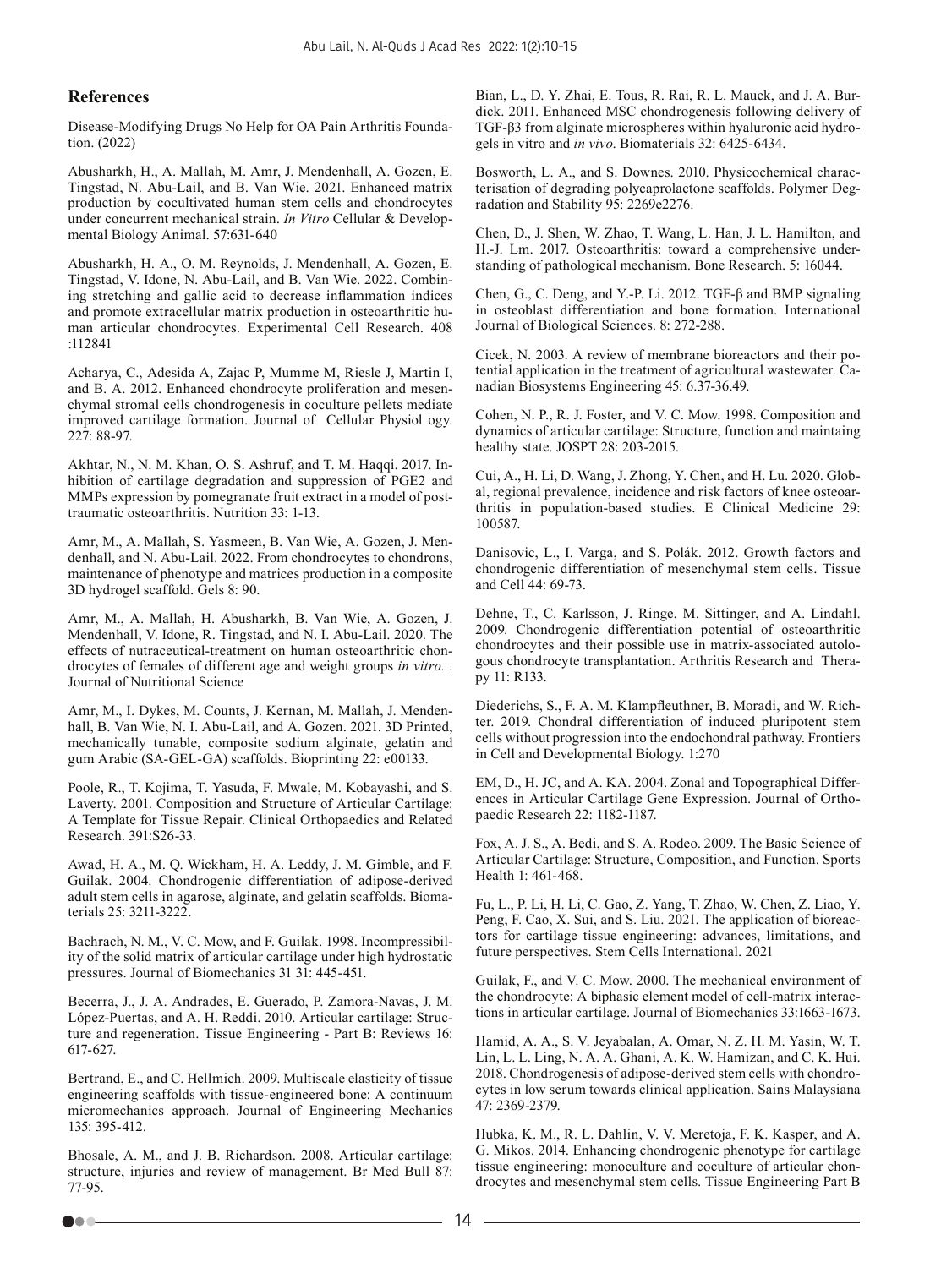## References

Disease-Modifying Drugs No Help for OA Pain Arthritis Foundation. (2022)

Abusharkh, H., A. Mallah, M. Amr, J. Mendenhall, A. Gozen, E. Tingstad, N. Abu-Lail, and B. Van Wie. 2021. Enhanced matrix production by cocultivated human stem cells and chondrocytes under concurrent mechanical strain. *In Vitro* Cellular & Developmental Biology Animal. 57:631-640

Abusharkh, H. A., O. M. Reynolds, J. Mendenhall, A. Gozen, E. Tingstad, V. Idone, N. Abu-Lail, and B. Van Wie. 2022. Combining stretching and gallic acid to decrease inflammation indices and promote extracellular matrix production in osteoarthritic human articular chondrocytes. Experimental Cell Research. 408 :112841

Acharya, C., Adesida A, Zajac P, Mumme M, Riesle J, Martin I, and B. A. 2012. Enhanced chondrocyte proliferation and mesenchymal stromal cells chondrogenesis in coculture pellets mediate improved cartilage formation. Journal of Cellular Physiol ogy. 227: 88-97.

Akhtar, N., N. M. Khan, O. S. Ashruf, and T. M. Haqqi. 2017. Inhibition of cartilage degradation and suppression of PGE2 and MMPs expression by pomegranate fruit extract in a model of posttraumatic osteoarthritis. Nutrition 33: 1-13.

Amr, M., A. Mallah, S. Yasmeen, B. Van Wie, A. Gozen, J. Mendenhall, and N. Abu-Lail. 2022. From chondrocytes to chondrons, maintenance of phenotype and matrices production in a composite 3D hydrogel scaffold. Gels 8: 90.

Amr, M., A. Mallah, H. Abusharkh, B. Van Wie, A. Gozen, J. Mendenhall, V. Idone, R. Tingstad, and N. I. Abu-Lail. 2020. The effects of nutraceutical-treatment on human osteoarthritic chondrocytes of females of different age and weight groups *in vitro.* . Journal of Nutritional Science

Amr, M., I. Dykes, M. Counts, J. Kernan, M. Mallah, J. Mendenhall, B. Van Wie, N. I. Abu-Lail, and A. Gozen. 2021. 3D Printed, mechanically tunable, composite sodium alginate, gelatin and gum Arabic (SA-GEL-GA) scaffolds. Bioprinting 22: e00133.

Poole, R., T. Kojima, T. Yasuda, F. Mwale, M. Kobayashi, and S. Laverty. 2001. Composition and Structure of Articular Cartilage: A Template for Tissue Repair. Clinical Orthopaedics and Related Research. 391:S26-33.

Awad, H. A., M. Q. Wickham, H. A. Leddy, J. M. Gimble, and F. Guilak. 2004. Chondrogenic differentiation of adipose-derived adult stem cells in agarose, alginate, and gelatin scaffolds. Biomaterials 25: 3211-3222.

Bachrach, N. M., V. C. Mow, and F. Guilak. 1998. Incompressibility of the solid matrix of articular cartilage under high hydrostatic pressures. Journal of Biomechanics 31 31: 445-451.

Becerra, J., J. A. Andrades, E. Guerado, P. Zamora-Navas, J. M. López-Puertas, and A. H. Reddi. 2010. Articular cartilage: Structure and regeneration. Tissue Engineering - Part B: Reviews 16: 617-627.

Bertrand, E., and C. Hellmich. 2009. Multiscale elasticity of tissue engineering scaffolds with tissue-engineered bone: A continuum micromechanics approach. Journal of Engineering Mechanics 135: 395-412.

Bhosale, A. M., and J. B. Richardson. 2008. Articular cartilage: structure, injuries and review of management. Br Med Bull 87: 77-95.

Bian, L., D. Y. Zhai, E. Tous, R. Rai, R. L. Mauck, and J. A. Burdick. 2011. Enhanced MSC chondrogenesis following delivery of TGF-β3 from alginate microspheres within hyaluronic acid hydrogels in vitro and *in vivo*. Biomaterials 32: 6425-6434.

Bosworth, L. A., and S. Downes. 2010. Physicochemical characterisation of degrading polycaprolactone scaffolds. Polymer Degradation and Stability 95: 2269e2276.

Chen, D., J. Shen, W. Zhao, T. Wang, L. Han, J. L. Hamilton, and H.-J. Lm. 2017. Osteoarthritis: toward a comprehensive understanding of pathological mechanism. Bone Research. 5: 16044.

Chen, G., C. Deng, and Y.-P. Li. 2012. TGF-β and BMP signaling in osteoblast differentiation and bone formation. International Journal of Biological Sciences. 8: 272-288.

Cicek, N. 2003. A review of membrane bioreactors and their potential application in the treatment of agricultural wastewater. Canadian Biosystems Engineering 45: 6.37-36.49.

Cohen, N. P., R. J. Foster, and V. C. Mow. 1998. Composition and dynamics of articular cartilage: Structure, function and maintaing healthy state. JOSPT 28: 203-2015.

Cui, A., H. Li, D. Wang, J. Zhong, Y. Chen, and H. Lu. 2020. Global, regional prevalence, incidence and risk factors of knee osteoarthritis in population-based studies. E Clinical Medicine 29: 100587.

Danisovic, L., I. Varga, and S. Polák. 2012. Growth factors and chondrogenic differentiation of mesenchymal stem cells. Tissue and Cell 44: 69-73.

Dehne, T., C. Karlsson, J. Ringe, M. Sittinger, and A. Lindahl. 2009. Chondrogenic differentiation potential of osteoarthritic chondrocytes and their possible use in matrix-associated autologous chondrocyte transplantation. Arthritis Research and Therapy 11: R133.

Diederichs, S., F. A. M. Klampfleuthner, B. Moradi, and W. Richter. 2019. Chondral differentiation of induced pluripotent stem cells without progression into the endochondral pathway. Frontiers in Cell and Developmental Biology. 1:270

EM, D., H. JC, and A. KA. 2004. Zonal and Topographical Differences in Articular Cartilage Gene Expression. Journal of Orthopaedic Research 22: 1182-1187.

Fox, A. J. S., A. Bedi, and S. A. Rodeo. 2009. The Basic Science of Articular Cartilage: Structure, Composition, and Function. Sports Health 1: 461-468.

Fu, L., P. Li, H. Li, C. Gao, Z. Yang, T. Zhao, W. Chen, Z. Liao, Y. Peng, F. Cao, X. Sui, and S. Liu. 2021. The application of bioreactors for cartilage tissue engineering: advances, limitations, and future perspectives. Stem Cells International. 2021

Guilak, F., and V. C. Mow. 2000. The mechanical environment of the chondrocyte: A biphasic element model of cell-matrix interactions in articular cartilage. Journal of Biomechanics 33:1663-1673.

Hamid, A. A., S. V. Jeyabalan, A. Omar, N. Z. H. M. Yasin, W. T. Lin, L. L. Ling, N. A. A. Ghani, A. K. W. Hamizan, and C. K. Hui. 2018. Chondrogenesis of adipose-derived stem cells with chondrocytes in low serum towards clinical application. Sains Malaysiana 47: 2369-2379.

Hubka, K. M., R. L. Dahlin, V. V. Meretoja, F. K. Kasper, and A. G. Mikos. 2014. Enhancing chondrogenic phenotype for cartilage tissue engineering: monoculture and coculture of articular chondrocytes and mesenchymal stem cells. Tissue Engineering Part B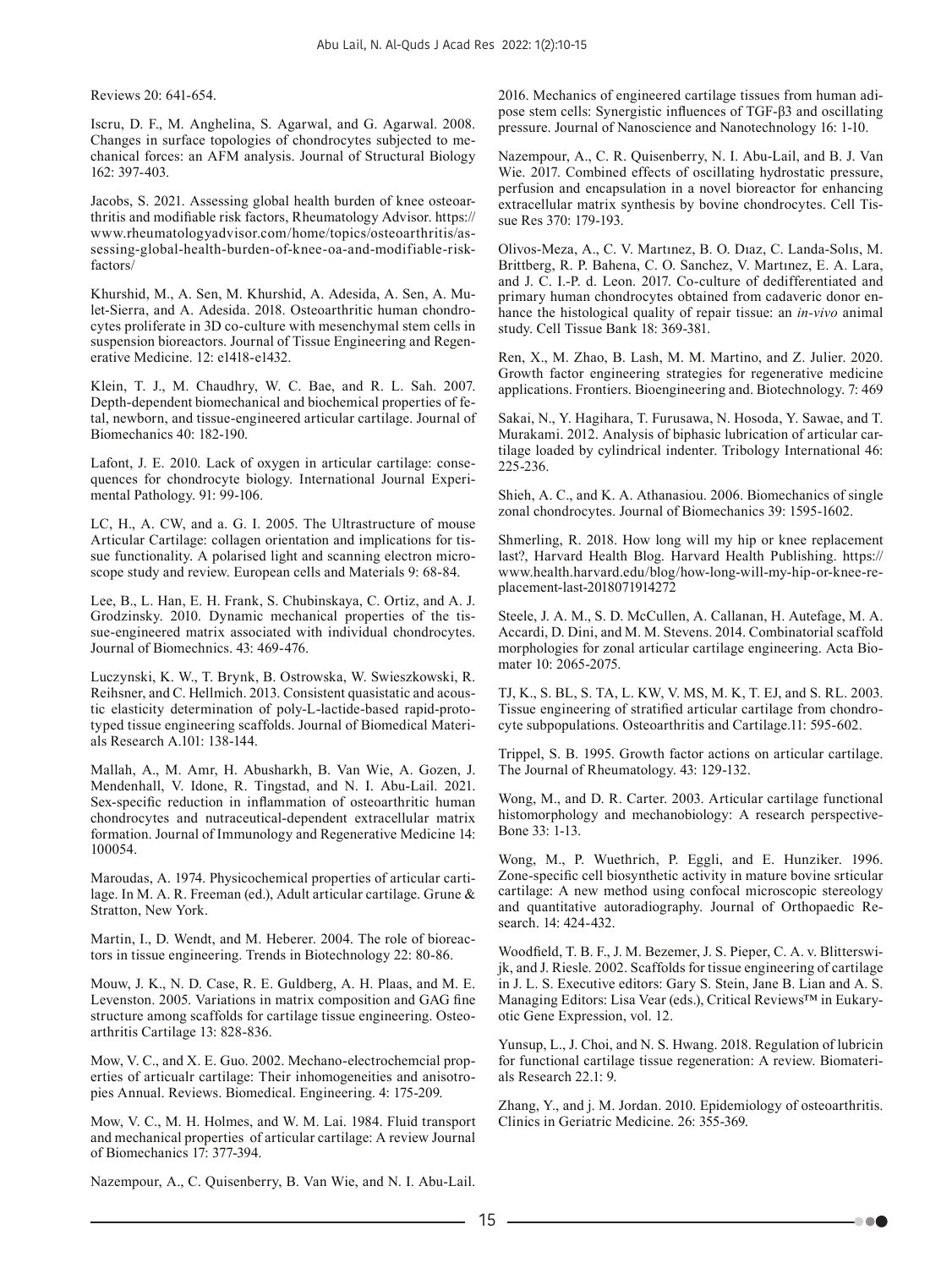Reviews 20: 641-654.

Iscru, D. F., M. Anghelina, S. Agarwal, and G. Agarwal. 2008. Changes in surface topologies of chondrocytes subjected to mechanical forces: an AFM analysis. Journal of Structural Biology 162: 397-403.

Jacobs, S. 2021. Assessing global health burden of knee osteoarthritis and modifiable risk factors, Rheumatology Advisor. https://www.rheumatologyadvisor.com/home/topics/osteoarthritis/assessing-global-health-burden-of-knee-oa-and-modifiable-risk-factors/

Khurshid, M., A. Sen, M. Khurshid, A. Adesida, A. Sen, A. Mulet-Sierra, and A. Adesida. 2018. Osteoarthritic human chondrocytes proliferate in 3D co-culture with mesenchymal stem cells in suspension bioreactors. Journal of Tissue Engineering and Regenerative Medicine. 12: e1418-e1432.

Klein, T. J., M. Chaudhry, W. C. Bae, and R. L. Sah. 2007. Depth-dependent biomechanical and biochemical properties of fetal, newborn, and tissue-engineered articular cartilage. Journal of Biomechanics 40: 182-190.

Lafont, J. E. 2010. Lack of oxygen in articular cartilage: consequences for chondrocyte biology. International Journal Experimental Pathology. 91: 99-106.

LC, H., A. CW, and a. G. I. 2005. The Ultrastructure of mouse Articular Cartilage: collagen orientation and implications for tissue functionality. A polarised light and scanning electron microscope study and review. European cells and Materials 9: 68-84.

Lee, B., L. Han, E. H. Frank, S. Chubinskaya, C. Ortiz, and A. J. Grodzinsky. 2010. Dynamic mechanical properties of the tissue-engineered matrix associated with individual chondrocytes. Journal of Biomechnics. 43: 469-476.

Luczynski, K. W., T. Brynk, B. Ostrowska, W. Swieszkowski, R. Reihsner, and C. Hellmich. 2013. Consistent quasistatic and acoustic elasticity determination of poly-L-lactide-based rapid-prototyped tissue engineering scaffolds. Journal of Biomedical Materials Research A.101: 138-144.

Mallah, A., M. Amr, H. Abusharkh, B. Van Wie, A. Gozen, J. Mendenhall, V. Idone, R. Tingstad, and N. I. Abu-Lail. 2021. Sex-specific reduction in inflammation of osteoarthritic human chondrocytes and nutraceutical-dependent extracellular matrix formation. Journal of Immunology and Regenerative Medicine 14: 100054.

Maroudas, A. 1974. Physicochemical properties of articular cartilage. In M. A. R. Freeman (ed.), Adult articular cartilage. Grune & Stratton, New York.

Martin, I., D. Wendt, and M. Heberer. 2004. The role of bioreactors in tissue engineering. Trends in Biotechnology 22: 80-86.

Mouw, J. K., N. D. Case, R. E. Guldberg, A. H. Plaas, and M. E. Levenston. 2005. Variations in matrix composition and GAG fine structure among scaffolds for cartilage tissue engineering. Osteoarthritis Cartilage 13: 828-836.

Mow, V. C., and X. E. Guo. 2002. Mechano-electrochemcial properties of articualr cartilage: Their inhomogeneities and anisotropies Annual. Reviews. Biomedical. Engineering. 4: 175-209.

Mow, V. C., M. H. Holmes, and W. M. Lai. 1984. Fluid transport and mechanical properties of articular cartilage: A review Journal of Biomechanics 17: 377-394.

Nazempour, A., C. Quisenberry, B. Van Wie, and N. I. Abu-Lail. 2016. Mechanics of engineered cartilage tissues from human adipose stem cells: Synergistic influences of TGF-β3 and oscillating pressure. Journal of Nanoscience and Nanotechnology 16: 1-10.

Nazempour, A., C. R. Quisenberry, N. I. Abu-Lail, and B. J. Van Wie. 2017. Combined effects of oscillating hydrostatic pressure, perfusion and encapsulation in a novel bioreactor for enhancing extracellular matrix synthesis by bovine chondrocytes. Cell Tissue Res 370: 179-193.

Olivos-Meza, A., C. V. Martınez, B. O. Dıaz, C. Landa-Solıs, M. Brittberg, R. P. Bahena, C. O. Sanchez, V. Martınez, E. A. Lara, and J. C. I.-P. d. Leon. 2017. Co-culture of dedifferentiated and primary human chondrocytes obtained from cadaveric donor enhance the histological quality of repair tissue: an *in-vivo* animal study. Cell Tissue Bank 18: 369-381.

Ren, X., M. Zhao, B. Lash, M. M. Martino, and Z. Julier. 2020. Growth factor engineering strategies for regenerative medicine applications. Frontiers. Bioengineering and. Biotechnology. 7: 469

Sakai, N., Y. Hagihara, T. Furusawa, N. Hosoda, Y. Sawae, and T. Murakami. 2012. Analysis of biphasic lubrication of articular cartilage loaded by cylindrical indenter. Tribology International 46: 225-236.

Shieh, A. C., and K. A. Athanasiou. 2006. Biomechanics of single zonal chondrocytes. Journal of Biomechanics 39: 1595-1602.

Shmerling, R. 2018. How long will my hip or knee replacement last?, Harvard Health Blog. Harvard Health Publishing. https://www.health.harvard.edu/blog/how-long-will-my-hip-or-knee-replacement-last-2018071914272

Steele, J. A. M., S. D. McCullen, A. Callanan, H. Autefage, M. A. Accardi, D. Dini, and M. M. Stevens. 2014. Combinatorial scaffold morphologies for zonal articular cartilage engineering. Acta Biomater 10: 2065-2075.

TJ, K., S. BL, S. TA, L. KW, V. MS, M. K, T. EJ, and S. RL. 2003. Tissue engineering of stratified articular cartilage from chondrocyte subpopulations. Osteoarthritis and Cartilage.11: 595-602.

Trippel, S. B. 1995. Growth factor actions on articular cartilage. The Journal of Rheumatology. 43: 129-132.

Wong, M., and D. R. Carter. 2003. Articular cartilage functional histomorphology and mechanobiology: A research perspective-Bone 33: 1-13.

Wong, M., P. Wuethrich, P. Eggli, and E. Hunziker. 1996. Zone-specific cell biosynthetic activity in mature bovine srticular cartilage: A new method using confocal microscopic stereology and quantitative autoradiography. Journal of Orthopaedic Research. 14: 424-432.

Woodfield, T. B. F., J. M. Bezemer, J. S. Pieper, C. A. v. Blitterswijk, and J. Riesle. 2002. Scaffolds for tissue engineering of cartilage in J. L. S. Executive editors: Gary S. Stein, Jane B. Lian and A. S. Managing Editors: Lisa Vear (eds.), Critical Reviews™ in Eukaryotic Gene Expression, vol. 12.

Yunsup, L., J. Choi, and N. S. Hwang. 2018. Regulation of lubricin for functional cartilage tissue regeneration: A review. Biomaterials Research 22.1: 9.

Zhang, Y., and j. M. Jordan. 2010. Epidemiology of osteoarthritis. Clinics in Geriatric Medicine. 26: 355-369.